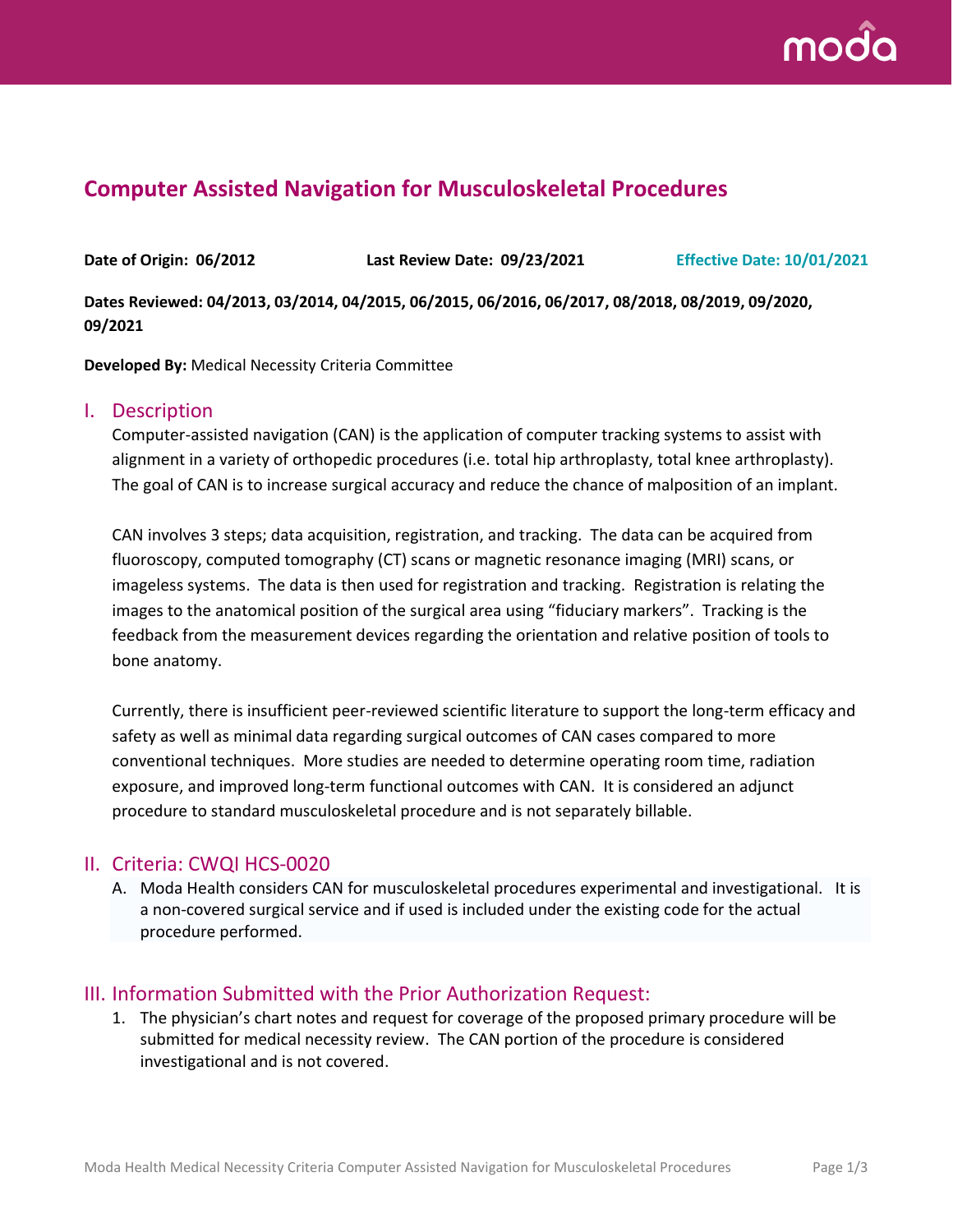# Computer Assisted Navigation for Musculoskeletal Procedures

**Date of Origin: 06/2012** **Last Review Date: 09/23/2021** **Effective Date: 10/01/2021**

**Dates Reviewed: 04/2013, 03/2014, 04/2015, 06/2015, 06/2016, 06/2017, 08/2018, 08/2019, 09/2020, 09/2021**

**Developed By:** Medical Necessity Criteria Committee

## I. Description

Computer-assisted navigation (CAN) is the application of computer tracking systems to assist with alignment in a variety of orthopedic procedures (i.e. total hip arthroplasty, total knee arthroplasty). The goal of CAN is to increase surgical accuracy and reduce the chance of malposition of an implant.

CAN involves 3 steps; data acquisition, registration, and tracking. The data can be acquired from fluoroscopy, computed tomography (CT) scans or magnetic resonance imaging (MRI) scans, or imageless systems. The data is then used for registration and tracking. Registration is relating the images to the anatomical position of the surgical area using "fiduciary markers". Tracking is the feedback from the measurement devices regarding the orientation and relative position of tools to bone anatomy.

Currently, there is insufficient peer-reviewed scientific literature to support the long-term efficacy and safety as well as minimal data regarding surgical outcomes of CAN cases compared to more conventional techniques. More studies are needed to determine operating room time, radiation exposure, and improved long-term functional outcomes with CAN. It is considered an adjunct procedure to standard musculoskeletal procedure and is not separately billable.

## II. Criteria: CWQI HCS-0020

A. Moda Health considers CAN for musculoskeletal procedures experimental and investigational. It is a non-covered surgical service and if used is included under the existing code for the actual procedure performed.

## III. Information Submitted with the Prior Authorization Request:

1. The physician's chart notes and request for coverage of the proposed primary procedure will be submitted for medical necessity review. The CAN portion of the procedure is considered investigational and is not covered.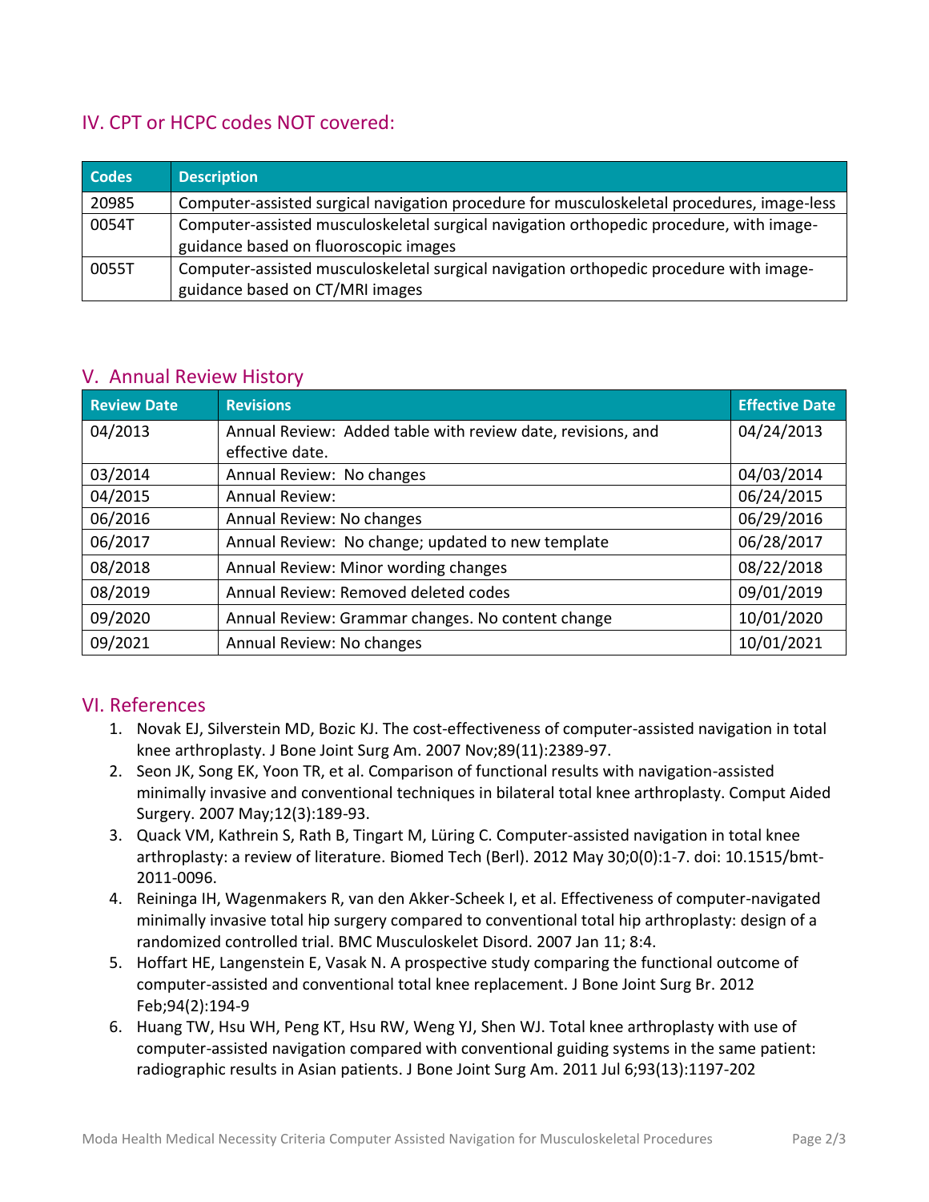## IV. CPT or HCPC codes NOT covered:

| Codes | Description |
|---|---|
| 20985 | Computer-assisted surgical navigation procedure for musculoskeletal procedures, image-less |
| 0054T | Computer-assisted musculoskeletal surgical navigation orthopedic procedure, with image-guidance based on fluoroscopic images |
| 0055T | Computer-assisted musculoskeletal surgical navigation orthopedic procedure with image-guidance based on CT/MRI images |

## V. Annual Review History

| Review Date | Revisions | Effective Date |
|---|---|---|
| 04/2013 | Annual Review: Added table with review date, revisions, and effective date. | 04/24/2013 |
| 03/2014 | Annual Review: No changes | 04/03/2014 |
| 04/2015 | Annual Review: | 06/24/2015 |
| 06/2016 | Annual Review: No changes | 06/29/2016 |
| 06/2017 | Annual Review: No change; updated to new template | 06/28/2017 |
| 08/2018 | Annual Review: Minor wording changes | 08/22/2018 |
| 08/2019 | Annual Review: Removed deleted codes | 09/01/2019 |
| 09/2020 | Annual Review: Grammar changes. No content change | 10/01/2020 |
| 09/2021 | Annual Review: No changes | 10/01/2021 |

## VI. References

1. Novak EJ, Silverstein MD, Bozic KJ. The cost-effectiveness of computer-assisted navigation in total knee arthroplasty. J Bone Joint Surg Am. 2007 Nov;89(11):2389-97.
2. Seon JK, Song EK, Yoon TR, et al. Comparison of functional results with navigation-assisted minimally invasive and conventional techniques in bilateral total knee arthroplasty. Comput Aided Surgery. 2007 May;12(3):189-93.
3. Quack VM, Kathrein S, Rath B, Tingart M, Lüring C. Computer-assisted navigation in total knee arthroplasty: a review of literature. Biomed Tech (Berl). 2012 May 30;0(0):1-7. doi: 10.1515/bmt-2011-0096.
4. Reininga IH, Wagenmakers R, van den Akker-Scheek I, et al. Effectiveness of computer-navigated minimally invasive total hip surgery compared to conventional total hip arthroplasty: design of a randomized controlled trial. BMC Musculoskelet Disord. 2007 Jan 11; 8:4.
5. Hoffart HE, Langenstein E, Vasak N. A prospective study comparing the functional outcome of computer-assisted and conventional total knee replacement. J Bone Joint Surg Br. 2012 Feb;94(2):194-9
6. Huang TW, Hsu WH, Peng KT, Hsu RW, Weng YJ, Shen WJ. Total knee arthroplasty with use of computer-assisted navigation compared with conventional guiding systems in the same patient: radiographic results in Asian patients. J Bone Joint Surg Am. 2011 Jul 6;93(13):1197-202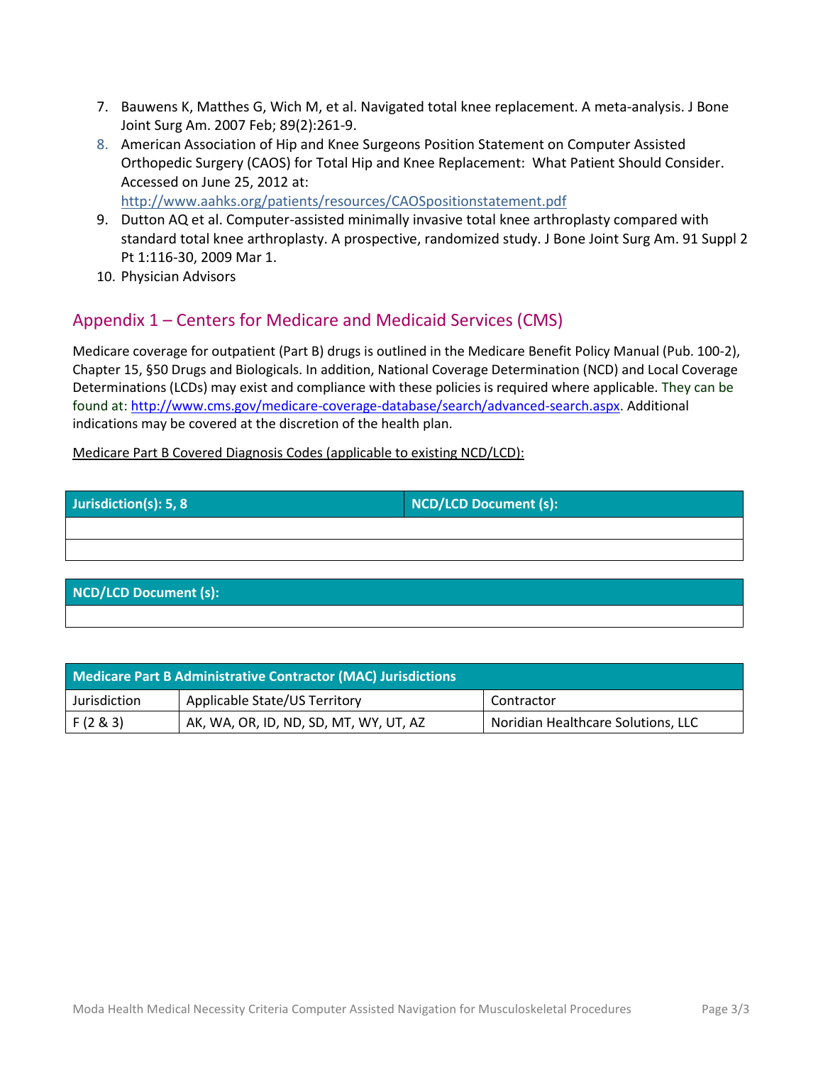7. Bauwens K, Matthes G, Wich M, et al. Navigated total knee replacement. A meta-analysis. J Bone Joint Surg Am. 2007 Feb; 89(2):261-9.
8. American Association of Hip and Knee Surgeons Position Statement on Computer Assisted Orthopedic Surgery (CAOS) for Total Hip and Knee Replacement: What Patient Should Consider. Accessed on June 25, 2012 at: http://www.aahks.org/patients/resources/CAOSpositionstatement.pdf
9. Dutton AQ et al. Computer-assisted minimally invasive total knee arthroplasty compared with standard total knee arthroplasty. A prospective, randomized study. J Bone Joint Surg Am. 91 Suppl 2 Pt 1:116-30, 2009 Mar 1.
10. Physician Advisors

## Appendix 1 – Centers for Medicare and Medicaid Services (CMS)

Medicare coverage for outpatient (Part B) drugs is outlined in the Medicare Benefit Policy Manual (Pub. 100-2), Chapter 15, §50 Drugs and Biologicals. In addition, National Coverage Determination (NCD) and Local Coverage Determinations (LCDs) may exist and compliance with these policies is required where applicable. They can be found at: http://www.cms.gov/medicare-coverage-database/search/advanced-search.aspx. Additional indications may be covered at the discretion of the health plan.

Medicare Part B Covered Diagnosis Codes (applicable to existing NCD/LCD):

| Jurisdiction(s): 5, 8 | NCD/LCD Document (s): |
|---|---|
| | |
| | |

| NCD/LCD Document (s): |
|---|
| |

| Medicare Part B Administrative Contractor (MAC) Jurisdictions | | |
|---|---|---|
| Jurisdiction | Applicable State/US Territory | Contractor |
| F (2 & 3) | AK, WA, OR, ID, ND, SD, MT, WY, UT, AZ | Noridian Healthcare Solutions, LLC |